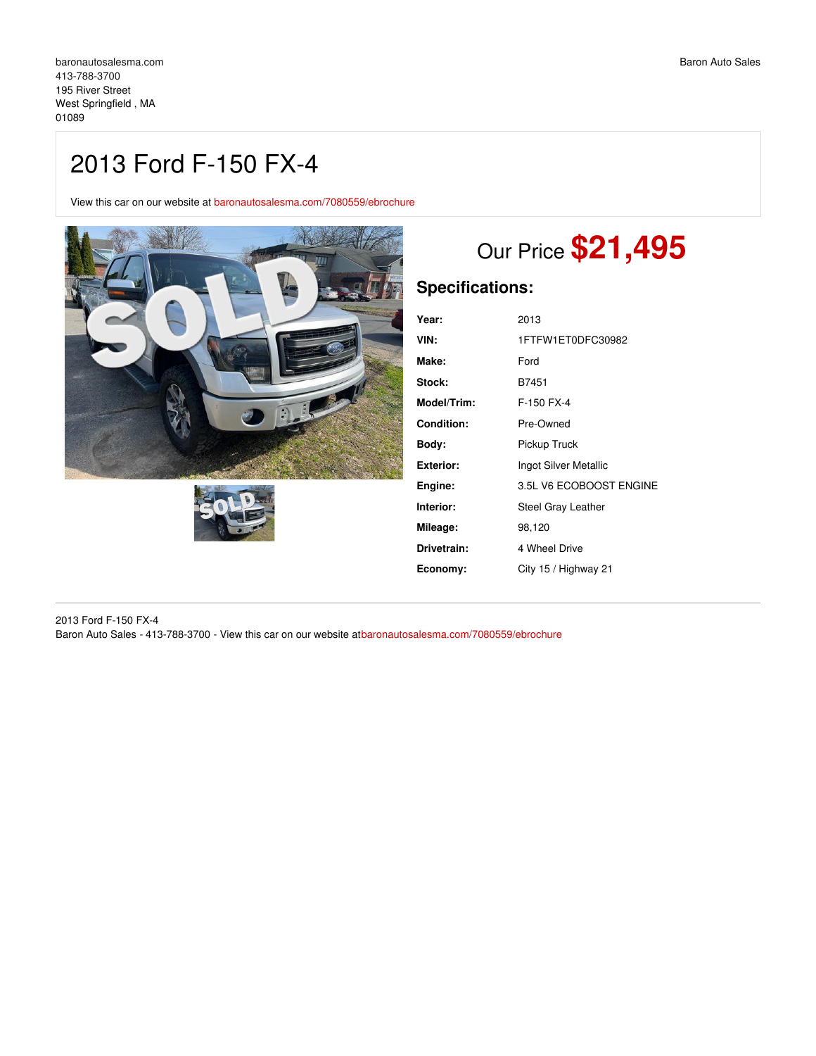baronautosalesma.com
413-788-3700
195 River Street
West Springfield , MA
01089

Baron Auto Sales

# 2013 Ford F-150 FX-4

View this car on our website at baronautosalesma.com/7080559/ebrochure

## Our Price **$21,495**

### Specifications:

| | |
|---|---|
| **Year:** | 2013 |
| **VIN:** | 1FTFW1ET0DFC30982 |
| **Make:** | Ford |
| **Stock:** | B7451 |
| **Model/Trim:** | F-150 FX-4 |
| **Condition:** | Pre-Owned |
| **Body:** | Pickup Truck |
| **Exterior:** | Ingot Silver Metallic |
| **Engine:** | 3.5L V6 ECOBOOST ENGINE |
| **Interior:** | Steel Gray Leather |
| **Mileage:** | 98,120 |
| **Drivetrain:** | 4 Wheel Drive |
| **Economy:** | City 15 / Highway 21 |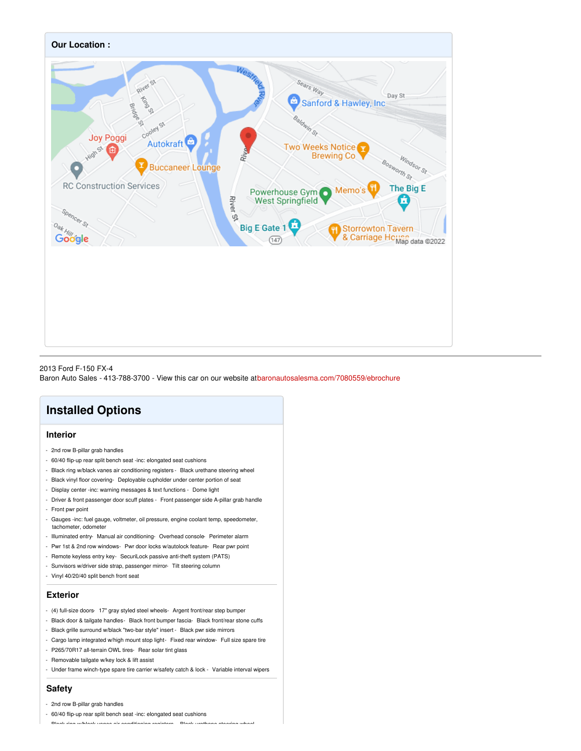**Our Location :**

2013 Ford F-150 FX-4
Baron Auto Sales - 413-788-3700 - View this car on our website atbaronautosalesma.com/7080559/ebrochure

# Installed Options

## Interior

- 2nd row B-pillar grab handles
- 60/40 flip-up rear split bench seat -inc: elongated seat cushions
- Black ring w/black vanes air conditioning registers - Black urethane steering wheel
- Black vinyl floor covering- Deployable cupholder under center portion of seat
- Display center -inc: warning messages & text functions - Dome light
- Driver & front passenger door scuff plates - Front passenger side A-pillar grab handle
- Front pwr point
- Gauges -inc: fuel gauge, voltmeter, oil pressure, engine coolant temp, speedometer, tachometer, odometer
- Illuminated entry- Manual air conditioning- Overhead console- Perimeter alarm
- Pwr 1st & 2nd row windows- Pwr door locks w/autolock feature- Rear pwr point
- Remote keyless entry key- SecuriLock passive anti-theft system (PATS)
- Sunvisors w/driver side strap, passenger mirror- Tilt steering column
- Vinyl 40/20/40 split bench front seat

## Exterior

- (4) full-size doors- 17" gray styled steel wheels- Argent front/rear step bumper
- Black door & tailgate handles- Black front bumper fascia- Black front/rear stone cuffs
- Black grille surround w/black "two-bar style" insert - Black pwr side mirrors
- Cargo lamp integrated w/high mount stop light- Fixed rear window- Full size spare tire
- P265/70R17 all-terrain OWL tires- Rear solar tint glass
- Removable tailgate w/key lock & lift assist
- Under frame winch-type spare tire carrier w/safety catch & lock - Variable interval wipers

## Safety

- 2nd row B-pillar grab handles
- 60/40 flip-up rear split bench seat -inc: elongated seat cushions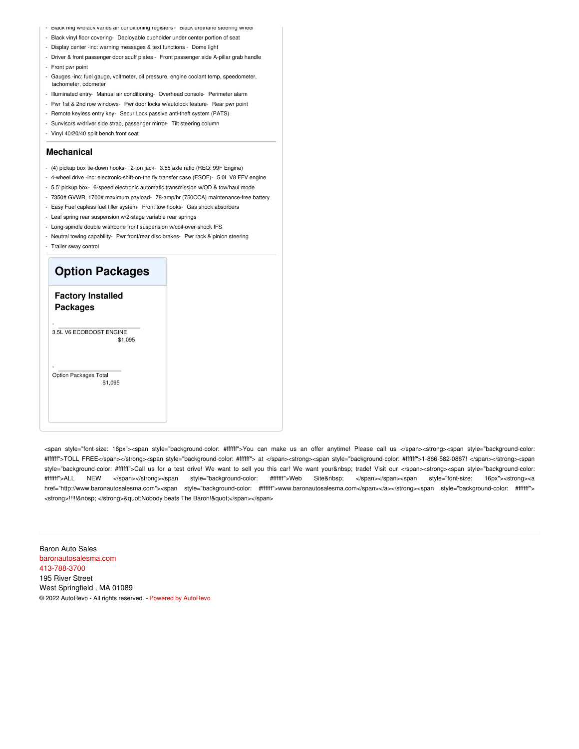- Black ring w/black vanes air conditioning registers - Black urethane steering wheel
- Black vinyl floor covering - Deployable cupholder under center portion of seat
- Display center -inc: warning messages & text functions - Dome light
- Driver & front passenger door scuff plates - Front passenger side A-pillar grab handle
- Front pwr point
- Gauges -inc: fuel gauge, voltmeter, oil pressure, engine coolant temp, speedometer, tachometer, odometer
- Illuminated entry - Manual air conditioning - Overhead console - Perimeter alarm
- Pwr 1st & 2nd row windows - Pwr door locks w/autolock feature - Rear pwr point
- Remote keyless entry key - SecuriLock passive anti-theft system (PATS)
- Sunvisors w/driver side strap, passenger mirror - Tilt steering column
- Vinyl 40/20/40 split bench front seat

## Mechanical

- (4) pickup box tie-down hooks - 2-ton jack - 3.55 axle ratio (REQ: 99F Engine)
- 4-wheel drive -inc: electronic-shift-on-the fly transfer case (ESOF) - 5.0L V8 FFV engine
- 5.5' pickup box - 6-speed electronic automatic transmission w/OD & tow/haul mode
- 7350# GVWR, 1700# maximum payload - 78-amp/hr (750CCA) maintenance-free battery
- Easy Fuel capless fuel filler system - Front tow hooks - Gas shock absorbers
- Leaf spring rear suspension w/2-stage variable rear springs
- Long-spindle double wishbone front suspension w/coil-over-shock IFS
- Neutral towing capability - Pwr front/rear disc brakes - Pwr rack & pinion steering
- Trailer sway control

# Option Packages

### Factory Installed Packages

- 3.5L V6 ECOBOOST ENGINE
  $1,095

- Option Packages Total
  $1,095

<span style="font-size: 16px"><span style="background-color: #ffffff">You can make us an offer anytime! Please call us </span><strong><span style="background-color: #ffffff">TOLL FREE</span></strong><span style="background-color: #ffffff"> at </span><strong><span style="background-color: #ffffff">1-866-582-0867! </span></strong><span style="background-color: #ffffff">Call us for a test drive! We want to sell you this car! We want your&nbsp; trade! Visit our </span><strong><span style="background-color: #ffffff">ALL NEW </span></strong><span style="background-color: #ffffff">Web Site&nbsp; </span></span><span style="font-size: 16px"><strong><a href="http://www.baronautosalesma.com"><span style="background-color: #ffffff">www.baronautosalesma.com</span></a></strong><span style="background-color: #ffffff"><strong>!!!!!&nbsp; </strong>&quot;Nobody beats The Baron!&quot;</span></span>

Baron Auto Sales
baronautosalesma.com
413-788-3700
195 River Street
West Springfield , MA 01089
© 2022 AutoRevo - All rights reserved. - Powered by AutoRevo